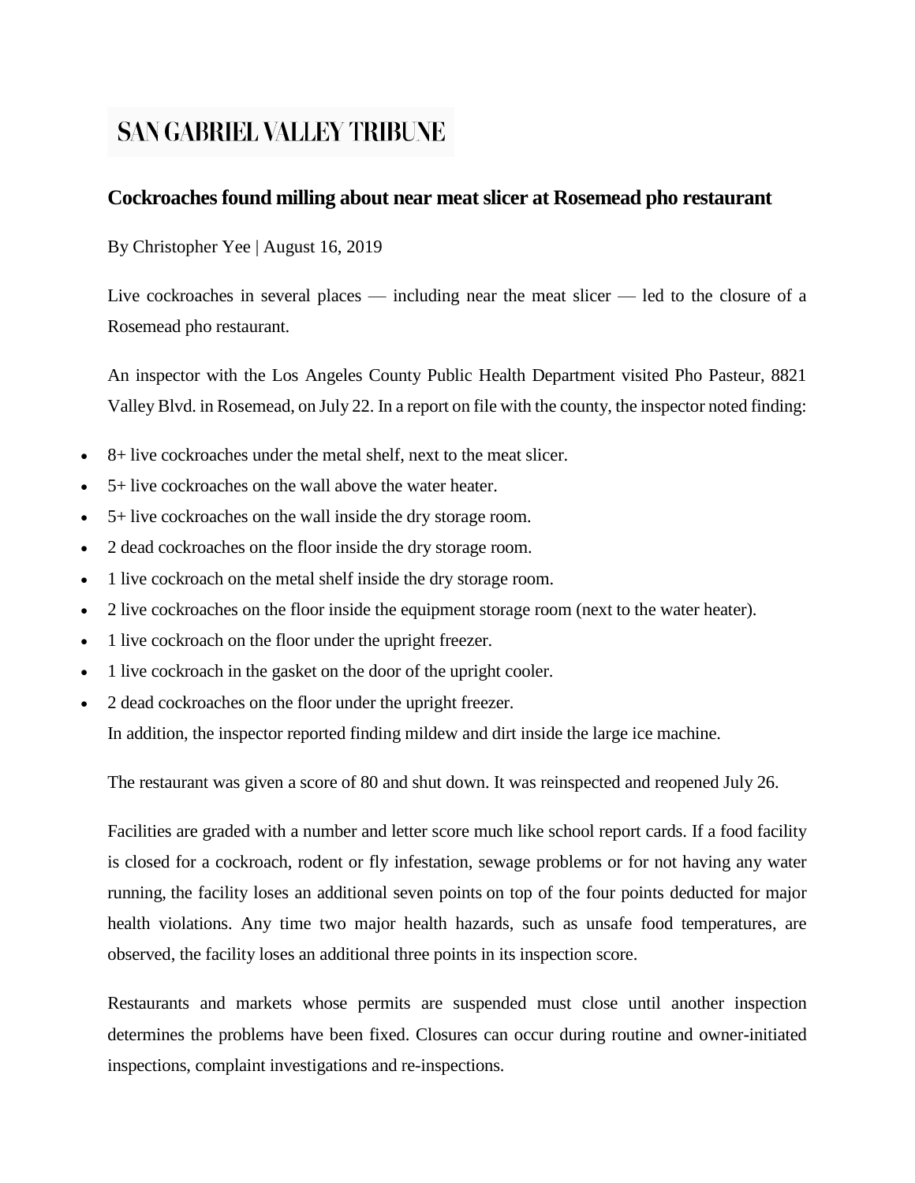# SAN GABRIEL VALLEY TRIBUNE

## Cockroaches found milling about near meat slicer at Rosemead pho restaurant

By Christopher Yee | August 16, 2019

Live cockroaches in several places — including near the meat slicer — led to the closure of a Rosemead pho restaurant.

An inspector with the Los Angeles County Public Health Department visited Pho Pasteur, 8821 Valley Blvd. in Rosemead, on July 22. In a report on file with the county, the inspector noted finding:

- 8+ live cockroaches under the metal shelf, next to the meat slicer.
- 5+ live cockroaches on the wall above the water heater.
- 5+ live cockroaches on the wall inside the dry storage room.
- 2 dead cockroaches on the floor inside the dry storage room.
- 1 live cockroach on the metal shelf inside the dry storage room.
- 2 live cockroaches on the floor inside the equipment storage room (next to the water heater).
- 1 live cockroach on the floor under the upright freezer.
- 1 live cockroach in the gasket on the door of the upright cooler.
- 2 dead cockroaches on the floor under the upright freezer.

In addition, the inspector reported finding mildew and dirt inside the large ice machine.

The restaurant was given a score of 80 and shut down. It was reinspected and reopened July 26.

Facilities are graded with a number and letter score much like school report cards. If a food facility is closed for a cockroach, rodent or fly infestation, sewage problems or for not having any water running, the facility loses an additional seven points on top of the four points deducted for major health violations. Any time two major health hazards, such as unsafe food temperatures, are observed, the facility loses an additional three points in its inspection score.

Restaurants and markets whose permits are suspended must close until another inspection determines the problems have been fixed. Closures can occur during routine and owner-initiated inspections, complaint investigations and re-inspections.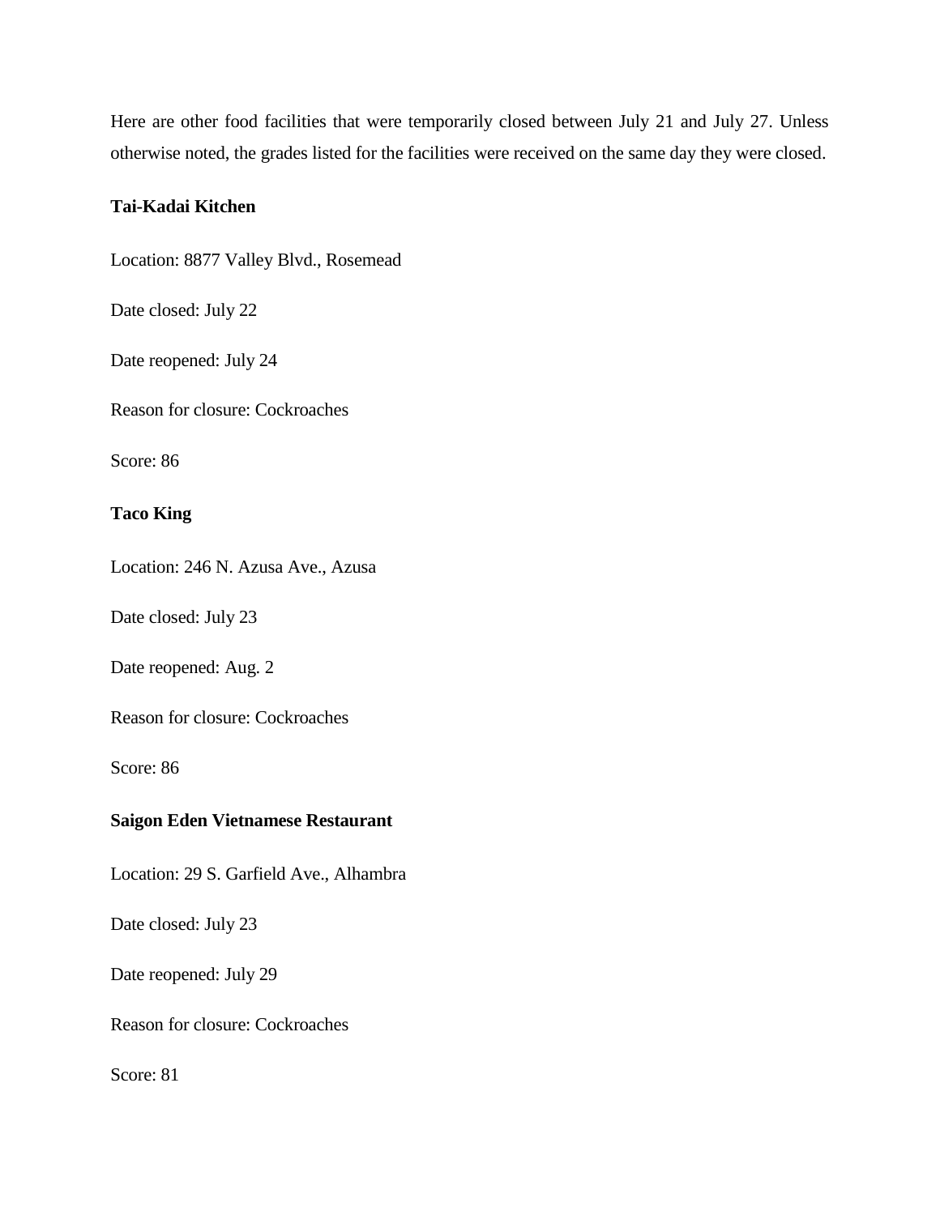Here are other food facilities that were temporarily closed between July 21 and July 27. Unless otherwise noted, the grades listed for the facilities were received on the same day they were closed.

**Tai-Kadai Kitchen**

Location: 8877 Valley Blvd., Rosemead

Date closed: July 22

Date reopened: July 24

Reason for closure: Cockroaches

Score: 86

**Taco King**

Location: 246 N. Azusa Ave., Azusa

Date closed: July 23

Date reopened: Aug. 2

Reason for closure: Cockroaches

Score: 86

**Saigon Eden Vietnamese Restaurant**

Location: 29 S. Garfield Ave., Alhambra

Date closed: July 23

Date reopened: July 29

Reason for closure: Cockroaches

Score: 81